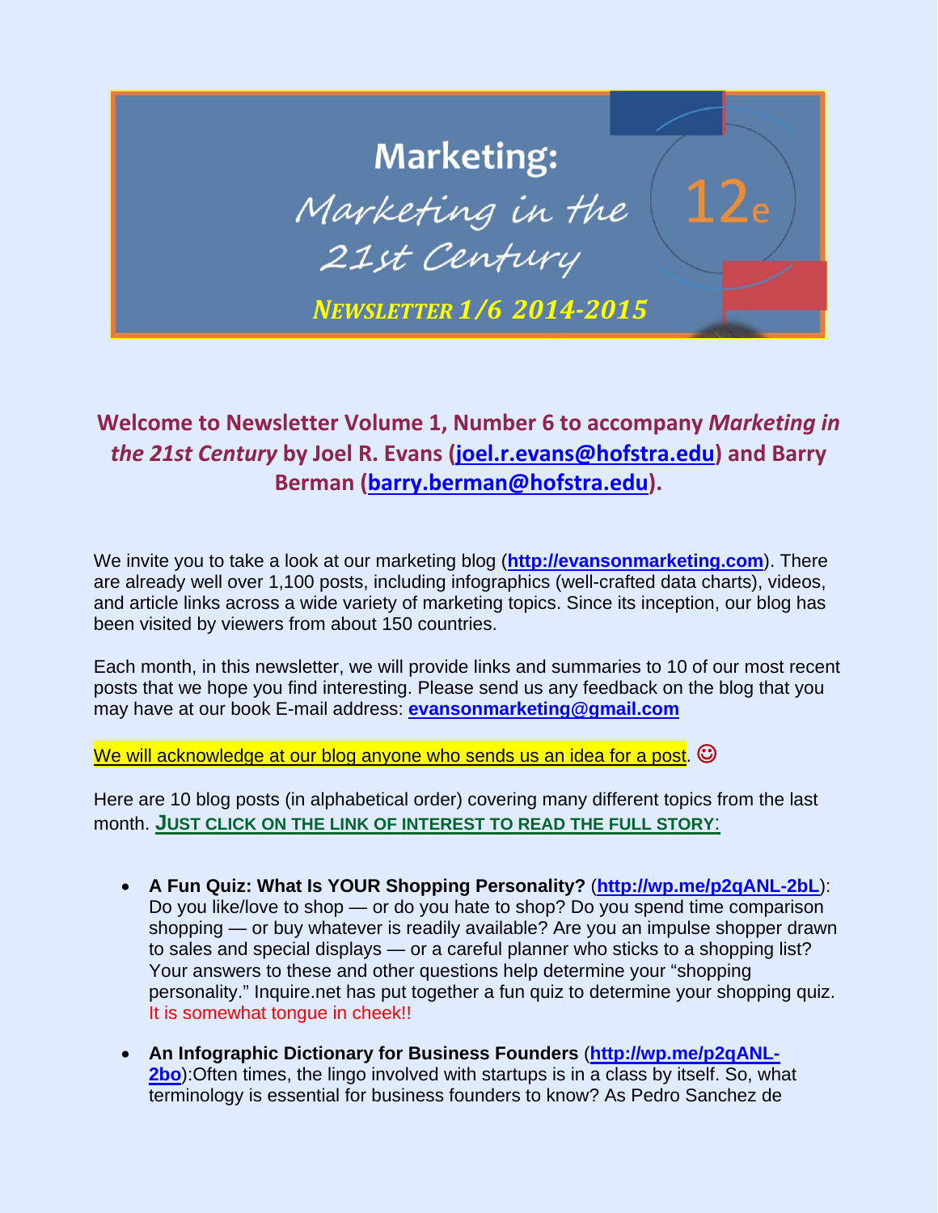# Marketing: Marketing in the 21st Century 12e

***NEWSLETTER 1/6 2014-2015***

## Welcome to Newsletter Volume 1, Number 6 to accompany *Marketing in the 21st Century* by Joel R. Evans (joel.r.evans@hofstra.edu) and Barry Berman (barry.berman@hofstra.edu).

We invite you to take a look at our marketing blog (**http://evansonmarketing.com**). There are already well over 1,100 posts, including infographics (well-crafted data charts), videos, and article links across a wide variety of marketing topics. Since its inception, our blog has been visited by viewers from about 150 countries.

Each month, in this newsletter, we will provide links and summaries to 10 of our most recent posts that we hope you find interesting. Please send us any feedback on the blog that you may have at our book E-mail address: **evansonmarketing@gmail.com**

We will acknowledge at our blog anyone who sends us an idea for a post. ☺

Here are 10 blog posts (in alphabetical order) covering many different topics from the last month. **JUST CLICK ON THE LINK OF INTEREST TO READ THE FULL STORY:**

- **A Fun Quiz: What Is YOUR Shopping Personality?** (**http://wp.me/p2qANL-2bL**): Do you like/love to shop — or do you hate to shop? Do you spend time comparison shopping — or buy whatever is readily available? Are you an impulse shopper drawn to sales and special displays — or a careful planner who sticks to a shopping list? Your answers to these and other questions help determine your "shopping personality." Inquire.net has put together a fun quiz to determine your shopping quiz. It is somewhat tongue in cheek!!

- **An Infographic Dictionary for Business Founders** (**http://wp.me/p2qANL-2bo**):Often times, the lingo involved with startups is in a class by itself. So, what terminology is essential for business founders to know? As Pedro Sanchez de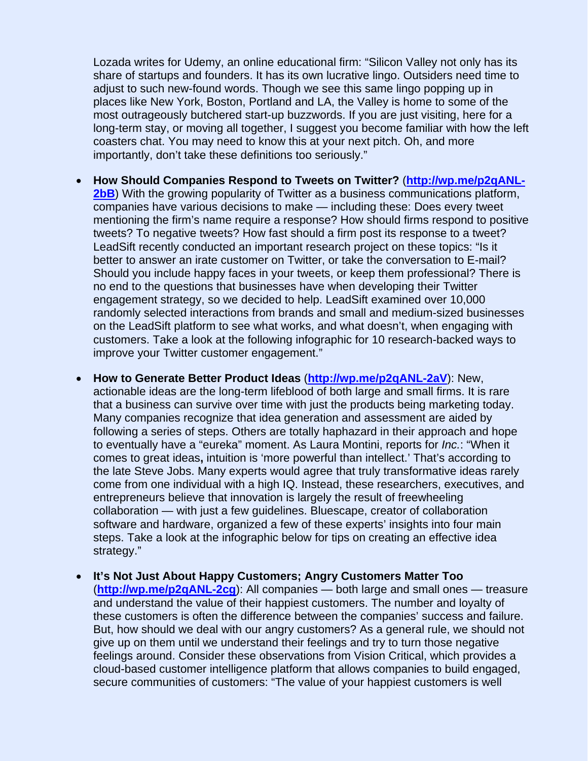Lozada writes for Udemy, an online educational firm: "Silicon Valley not only has its share of startups and founders. It has its own lucrative lingo. Outsiders need time to adjust to such new-found words. Though we see this same lingo popping up in places like New York, Boston, Portland and LA, the Valley is home to some of the most outrageously butchered start-up buzzwords. If you are just visiting, here for a long-term stay, or moving all together, I suggest you become familiar with how the left coasters chat. You may need to know this at your next pitch. Oh, and more importantly, don't take these definitions too seriously."

- **How Should Companies Respond to Tweets on Twitter?** (**http://wp.me/p2qANL-2bB**) With the growing popularity of Twitter as a business communications platform, companies have various decisions to make — including these: Does every tweet mentioning the firm's name require a response? How should firms respond to positive tweets? To negative tweets? How fast should a firm post its response to a tweet? LeadSift recently conducted an important research project on these topics: "Is it better to answer an irate customer on Twitter, or take the conversation to E-mail? Should you include happy faces in your tweets, or keep them professional? There is no end to the questions that businesses have when developing their Twitter engagement strategy, so we decided to help. LeadSift examined over 10,000 randomly selected interactions from brands and small and medium-sized businesses on the LeadSift platform to see what works, and what doesn't, when engaging with customers. Take a look at the following infographic for 10 research-backed ways to improve your Twitter customer engagement."

- **How to Generate Better Product Ideas** (**http://wp.me/p2qANL-2aV**): New, actionable ideas are the long-term lifeblood of both large and small firms. It is rare that a business can survive over time with just the products being marketing today. Many companies recognize that idea generation and assessment are aided by following a series of steps. Others are totally haphazard in their approach and hope to eventually have a "eureka" moment. As Laura Montini, reports for *Inc.*: "When it comes to great ideas**,** intuition is 'more powerful than intellect.' That's according to the late Steve Jobs. Many experts would agree that truly transformative ideas rarely come from one individual with a high IQ. Instead, these researchers, executives, and entrepreneurs believe that innovation is largely the result of freewheeling collaboration — with just a few guidelines. Bluescape, creator of collaboration software and hardware, organized a few of these experts' insights into four main steps. Take a look at the infographic below for tips on creating an effective idea strategy."

- **It's Not Just About Happy Customers; Angry Customers Matter Too** (**http://wp.me/p2qANL-2cg**): All companies — both large and small ones — treasure and understand the value of their happiest customers. The number and loyalty of these customers is often the difference between the companies' success and failure. But, how should we deal with our angry customers? As a general rule, we should not give up on them until we understand their feelings and try to turn those negative feelings around. Consider these observations from Vision Critical, which provides a cloud-based customer intelligence platform that allows companies to build engaged, secure communities of customers: "The value of your happiest customers is well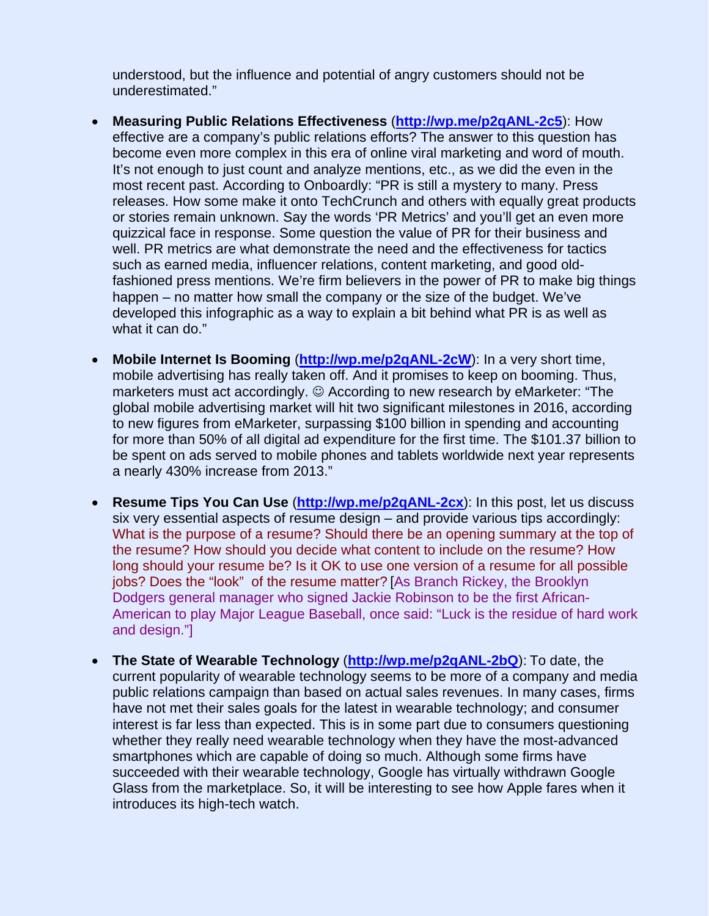understood, but the influence and potential of angry customers should not be underestimated."

- **Measuring Public Relations Effectiveness** (**http://wp.me/p2qANL-2c5**): How effective are a company's public relations efforts? The answer to this question has become even more complex in this era of online viral marketing and word of mouth. It's not enough to just count and analyze mentions, etc., as we did the even in the most recent past. According to Onboardly: "PR is still a mystery to many. Press releases. How some make it onto TechCrunch and others with equally great products or stories remain unknown. Say the words 'PR Metrics' and you'll get an even more quizzical face in response. Some question the value of PR for their business and well. PR metrics are what demonstrate the need and the effectiveness for tactics such as earned media, influencer relations, content marketing, and good old-fashioned press mentions. We're firm believers in the power of PR to make big things happen – no matter how small the company or the size of the budget. We've developed this infographic as a way to explain a bit behind what PR is as well as what it can do."

- **Mobile Internet Is Booming** (**http://wp.me/p2qANL-2cW**): In a very short time, mobile advertising has really taken off. And it promises to keep on booming. Thus, marketers must act accordingly. ☺ According to new research by eMarketer: "The global mobile advertising market will hit two significant milestones in 2016, according to new figures from eMarketer, surpassing $100 billion in spending and accounting for more than 50% of all digital ad expenditure for the first time. The $101.37 billion to be spent on ads served to mobile phones and tablets worldwide next year represents a nearly 430% increase from 2013."

- **Resume Tips You Can Use** (**http://wp.me/p2qANL-2cx**): In this post, let us discuss six very essential aspects of resume design – and provide various tips accordingly: What is the purpose of a resume? Should there be an opening summary at the top of the resume? How should you decide what content to include on the resume? How long should your resume be? Is it OK to use one version of a resume for all possible jobs? Does the "look" of the resume matter? [As Branch Rickey, the Brooklyn Dodgers general manager who signed Jackie Robinson to be the first African-American to play Major League Baseball, once said: "Luck is the residue of hard work and design."]

- **The State of Wearable Technology** (**http://wp.me/p2qANL-2bQ**): To date, the current popularity of wearable technology seems to be more of a company and media public relations campaign than based on actual sales revenues. In many cases, firms have not met their sales goals for the latest in wearable technology; and consumer interest is far less than expected. This is in some part due to consumers questioning whether they really need wearable technology when they have the most-advanced smartphones which are capable of doing so much. Although some firms have succeeded with their wearable technology, Google has virtually withdrawn Google Glass from the marketplace. So, it will be interesting to see how Apple fares when it introduces its high-tech watch.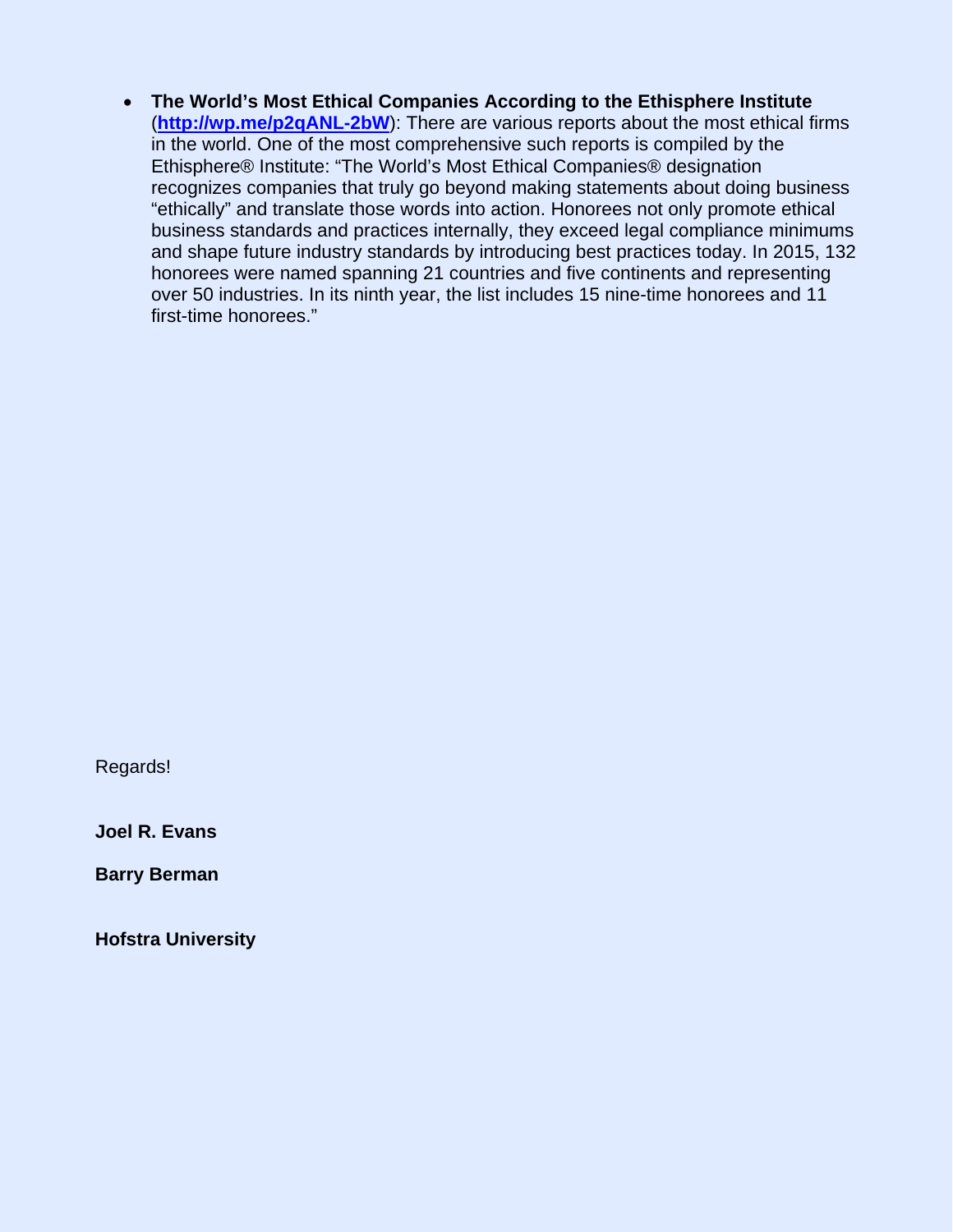- **The World's Most Ethical Companies According to the Ethisphere Institute** (**http://wp.me/p2qANL-2bW**): There are various reports about the most ethical firms in the world. One of the most comprehensive such reports is compiled by the Ethisphere® Institute: "The World's Most Ethical Companies® designation recognizes companies that truly go beyond making statements about doing business "ethically" and translate those words into action. Honorees not only promote ethical business standards and practices internally, they exceed legal compliance minimums and shape future industry standards by introducing best practices today. In 2015, 132 honorees were named spanning 21 countries and five continents and representing over 50 industries. In its ninth year, the list includes 15 nine-time honorees and 11 first-time honorees."

Regards!

**Joel R. Evans**

**Barry Berman**

**Hofstra University**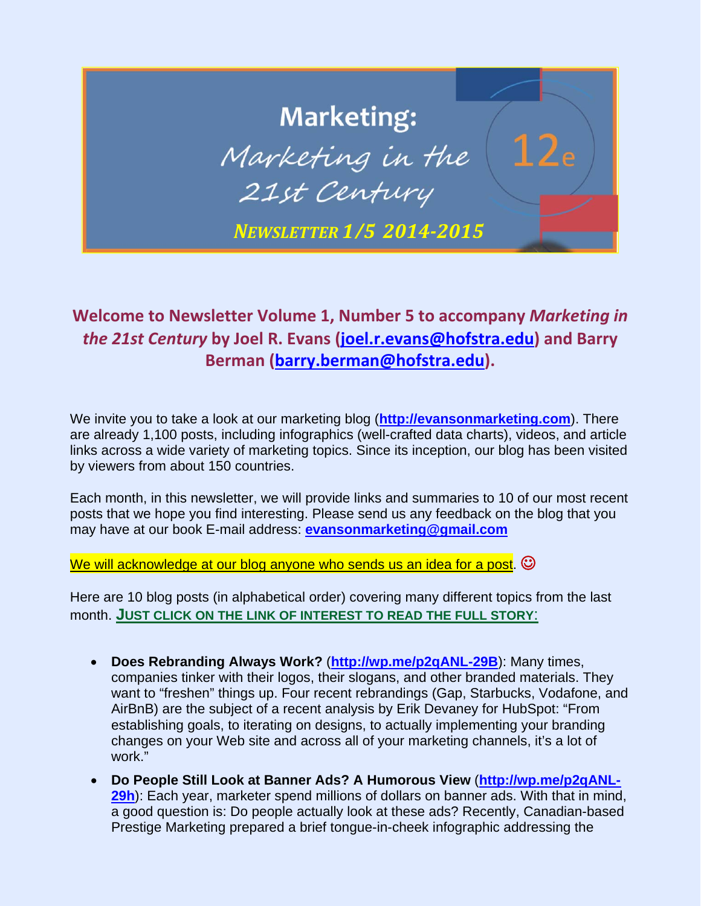# Marketing: *Marketing in the 21st Century* 12e

***NEWSLETTER 1/5 2014-2015***

## Welcome to Newsletter Volume 1, Number 5 to accompany *Marketing in the 21st Century* by Joel R. Evans (joel.r.evans@hofstra.edu) and Barry Berman (barry.berman@hofstra.edu).

We invite you to take a look at our marketing blog (**http://evansonmarketing.com**). There are already 1,100 posts, including infographics (well-crafted data charts), videos, and article links across a wide variety of marketing topics. Since its inception, our blog has been visited by viewers from about 150 countries.

Each month, in this newsletter, we will provide links and summaries to 10 of our most recent posts that we hope you find interesting. Please send us any feedback on the blog that you may have at our book E-mail address: **evansonmarketing@gmail.com**

We will acknowledge at our blog anyone who sends us an idea for a post. ☺

Here are 10 blog posts (in alphabetical order) covering many different topics from the last month. **JUST CLICK ON THE LINK OF INTEREST TO READ THE FULL STORY:**

- **Does Rebranding Always Work?** (**http://wp.me/p2qANL-29B**): Many times, companies tinker with their logos, their slogans, and other branded materials. They want to "freshen" things up. Four recent rebrandings (Gap, Starbucks, Vodafone, and AirBnB) are the subject of a recent analysis by Erik Devaney for HubSpot: "From establishing goals, to iterating on designs, to actually implementing your branding changes on your Web site and across all of your marketing channels, it's a lot of work."
- **Do People Still Look at Banner Ads? A Humorous View** (**http://wp.me/p2qANL-29h**): Each year, marketer spend millions of dollars on banner ads. With that in mind, a good question is: Do people actually look at these ads? Recently, Canadian-based Prestige Marketing prepared a brief tongue-in-cheek infographic addressing the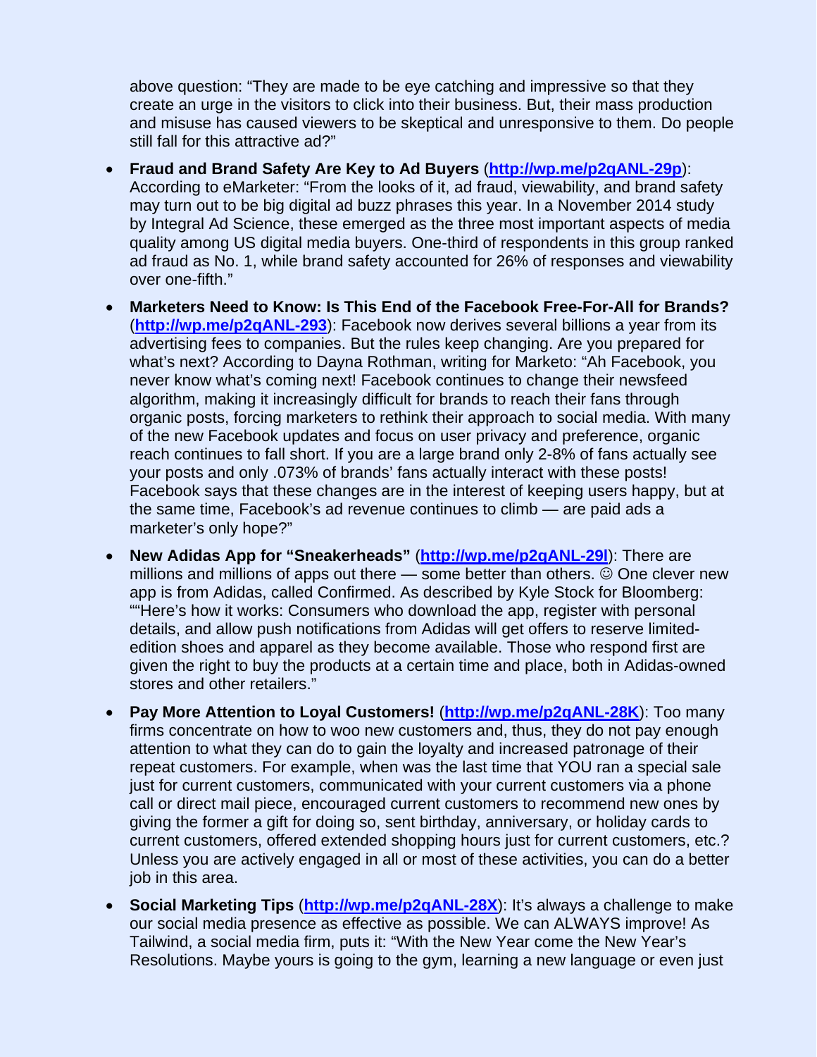above question: "They are made to be eye catching and impressive so that they create an urge in the visitors to click into their business. But, their mass production and misuse has caused viewers to be skeptical and unresponsive to them. Do people still fall for this attractive ad?"

- **Fraud and Brand Safety Are Key to Ad Buyers** (**http://wp.me/p2qANL-29p**): According to eMarketer: "From the looks of it, ad fraud, viewability, and brand safety may turn out to be big digital ad buzz phrases this year. In a November 2014 study by Integral Ad Science, these emerged as the three most important aspects of media quality among US digital media buyers. One-third of respondents in this group ranked ad fraud as No. 1, while brand safety accounted for 26% of responses and viewability over one-fifth."

- **Marketers Need to Know: Is This End of the Facebook Free-For-All for Brands?** (**http://wp.me/p2qANL-293**): Facebook now derives several billions a year from its advertising fees to companies. But the rules keep changing. Are you prepared for what's next? According to Dayna Rothman, writing for Marketo: "Ah Facebook, you never know what's coming next! Facebook continues to change their newsfeed algorithm, making it increasingly difficult for brands to reach their fans through organic posts, forcing marketers to rethink their approach to social media. With many of the new Facebook updates and focus on user privacy and preference, organic reach continues to fall short. If you are a large brand only 2-8% of fans actually see your posts and only .073% of brands' fans actually interact with these posts! Facebook says that these changes are in the interest of keeping users happy, but at the same time, Facebook's ad revenue continues to climb — are paid ads a marketer's only hope?"

- **New Adidas App for "Sneakerheads"** (**http://wp.me/p2qANL-29l**): There are millions and millions of apps out there — some better than others. ☺ One clever new app is from Adidas, called Confirmed. As described by Kyle Stock for Bloomberg: ""Here's how it works: Consumers who download the app, register with personal details, and allow push notifications from Adidas will get offers to reserve limited-edition shoes and apparel as they become available. Those who respond first are given the right to buy the products at a certain time and place, both in Adidas-owned stores and other retailers."

- **Pay More Attention to Loyal Customers!** (**http://wp.me/p2qANL-28K**): Too many firms concentrate on how to woo new customers and, thus, they do not pay enough attention to what they can do to gain the loyalty and increased patronage of their repeat customers. For example, when was the last time that YOU ran a special sale just for current customers, communicated with your current customers via a phone call or direct mail piece, encouraged current customers to recommend new ones by giving the former a gift for doing so, sent birthday, anniversary, or holiday cards to current customers, offered extended shopping hours just for current customers, etc.? Unless you are actively engaged in all or most of these activities, you can do a better job in this area.

- **Social Marketing Tips** (**http://wp.me/p2qANL-28X**): It's always a challenge to make our social media presence as effective as possible. We can ALWAYS improve! As Tailwind, a social media firm, puts it: "With the New Year come the New Year's Resolutions. Maybe yours is going to the gym, learning a new language or even just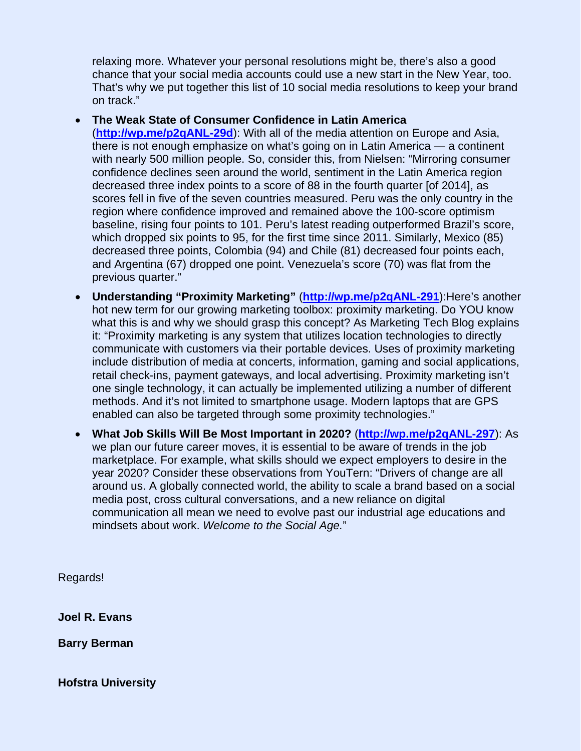relaxing more. Whatever your personal resolutions might be, there's also a good chance that your social media accounts could use a new start in the New Year, too. That's why we put together this list of 10 social media resolutions to keep your brand on track."

- **The Weak State of Consumer Confidence in Latin America** (**http://wp.me/p2qANL-29d**): With all of the media attention on Europe and Asia, there is not enough emphasize on what's going on in Latin America — a continent with nearly 500 million people. So, consider this, from Nielsen: "Mirroring consumer confidence declines seen around the world, sentiment in the Latin America region decreased three index points to a score of 88 in the fourth quarter [of 2014], as scores fell in five of the seven countries measured. Peru was the only country in the region where confidence improved and remained above the 100-score optimism baseline, rising four points to 101. Peru's latest reading outperformed Brazil's score, which dropped six points to 95, for the first time since 2011. Similarly, Mexico (85) decreased three points, Colombia (94) and Chile (81) decreased four points each, and Argentina (67) dropped one point. Venezuela's score (70) was flat from the previous quarter."
- **Understanding "Proximity Marketing"** (**http://wp.me/p2qANL-291**):Here's another hot new term for our growing marketing toolbox: proximity marketing. Do YOU know what this is and why we should grasp this concept? As Marketing Tech Blog explains it: "Proximity marketing is any system that utilizes location technologies to directly communicate with customers via their portable devices. Uses of proximity marketing include distribution of media at concerts, information, gaming and social applications, retail check-ins, payment gateways, and local advertising. Proximity marketing isn't one single technology, it can actually be implemented utilizing a number of different methods. And it's not limited to smartphone usage. Modern laptops that are GPS enabled can also be targeted through some proximity technologies."
- **What Job Skills Will Be Most Important in 2020?** (**http://wp.me/p2qANL-297**): As we plan our future career moves, it is essential to be aware of trends in the job marketplace. For example, what skills should we expect employers to desire in the year 2020? Consider these observations from YouTern: "Drivers of change are all around us. A globally connected world, the ability to scale a brand based on a social media post, cross cultural conversations, and a new reliance on digital communication all mean we need to evolve past our industrial age educations and mindsets about work. *Welcome to the Social Age.*"

Regards!

**Joel R. Evans**

**Barry Berman**

**Hofstra University**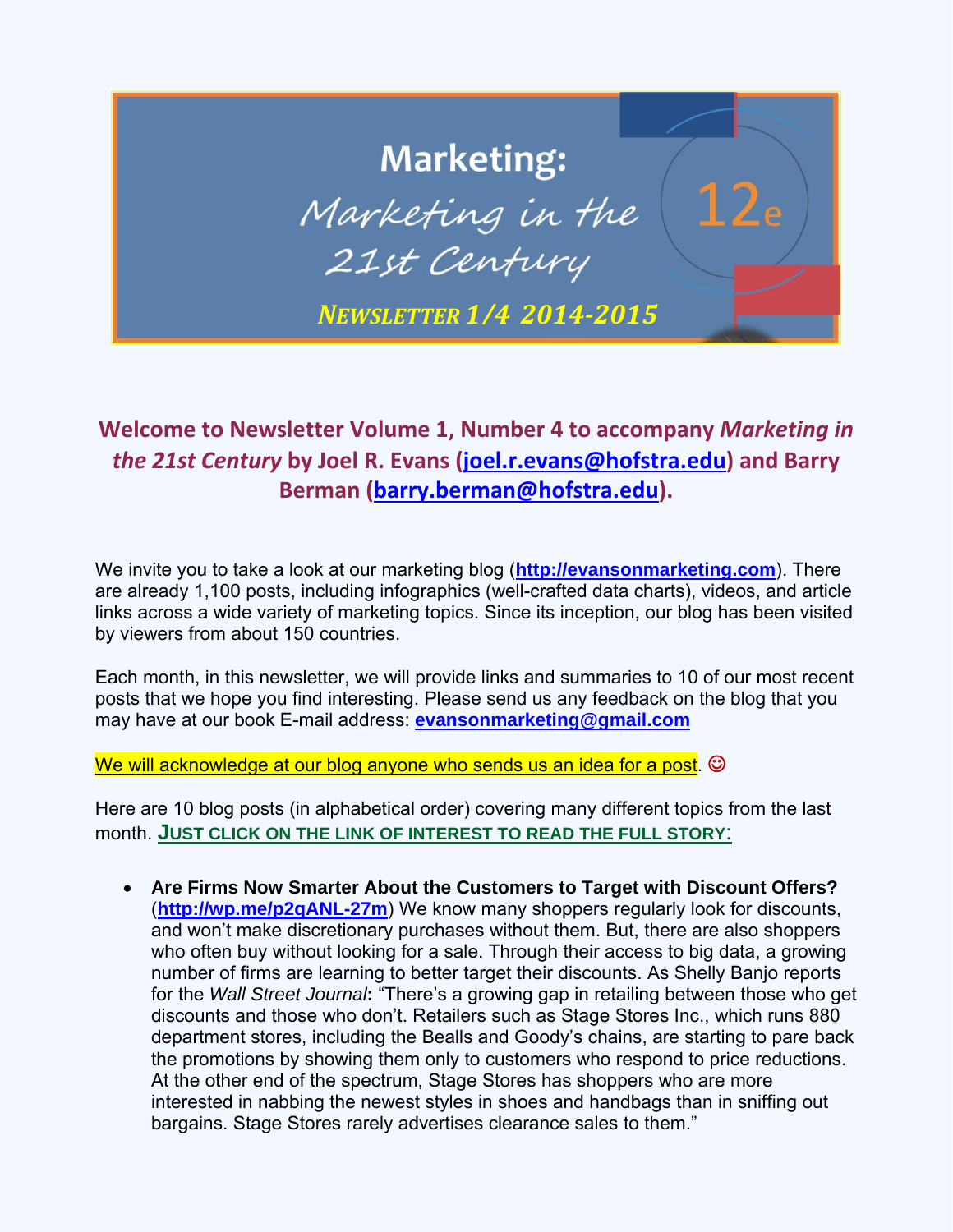# Marketing: *Marketing in the 21st Century* 12e

***NEWSLETTER 1/4 2014-2015***

## Welcome to Newsletter Volume 1, Number 4 to accompany *Marketing in the 21st Century* by Joel R. Evans (joel.r.evans@hofstra.edu) and Barry Berman (barry.berman@hofstra.edu).

We invite you to take a look at our marketing blog (**http://evansonmarketing.com**). There are already 1,100 posts, including infographics (well-crafted data charts), videos, and article links across a wide variety of marketing topics. Since its inception, our blog has been visited by viewers from about 150 countries.

Each month, in this newsletter, we will provide links and summaries to 10 of our most recent posts that we hope you find interesting. Please send us any feedback on the blog that you may have at our book E-mail address: **evansonmarketing@gmail.com**

We will acknowledge at our blog anyone who sends us an idea for a post. ☺

Here are 10 blog posts (in alphabetical order) covering many different topics from the last month. **JUST CLICK ON THE LINK OF INTEREST TO READ THE FULL STORY:**

- **Are Firms Now Smarter About the Customers to Target with Discount Offers?** (**http://wp.me/p2qANL-27m**) We know many shoppers regularly look for discounts, and won't make discretionary purchases without them. But, there are also shoppers who often buy without looking for a sale. Through their access to big data, a growing number of firms are learning to better target their discounts. As Shelly Banjo reports for the *Wall Street Journal***:** "There's a growing gap in retailing between those who get discounts and those who don't. Retailers such as Stage Stores Inc., which runs 880 department stores, including the Bealls and Goody's chains, are starting to pare back the promotions by showing them only to customers who respond to price reductions. At the other end of the spectrum, Stage Stores has shoppers who are more interested in nabbing the newest styles in shoes and handbags than in sniffing out bargains. Stage Stores rarely advertises clearance sales to them."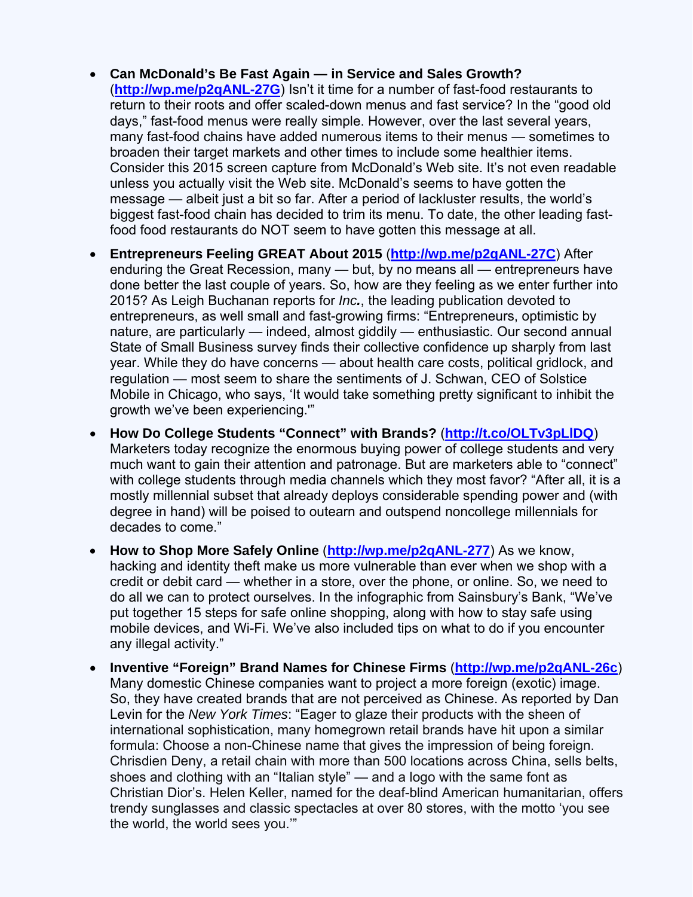- **Can McDonald’s Be Fast Again — in Service and Sales Growth?** (**http://wp.me/p2qANL-27G**) Isn’t it time for a number of fast-food restaurants to return to their roots and offer scaled-down menus and fast service? In the “good old days,” fast-food menus were really simple. However, over the last several years, many fast-food chains have added numerous items to their menus — sometimes to broaden their target markets and other times to include some healthier items. Consider this 2015 screen capture from McDonald’s Web site. It’s not even readable unless you actually visit the Web site. McDonald’s seems to have gotten the message — albeit just a bit so far. After a period of lackluster results, the world’s biggest fast-food chain has decided to trim its menu. To date, the other leading fast-food food restaurants do NOT seem to have gotten this message at all.

- **Entrepreneurs Feeling GREAT About 2015** (**http://wp.me/p2qANL-27C**) After enduring the Great Recession, many — but, by no means all — entrepreneurs have done better the last couple of years. So, how are they feeling as we enter further into 2015? As Leigh Buchanan reports for *Inc.*, the leading publication devoted to entrepreneurs, as well small and fast-growing firms: “Entrepreneurs, optimistic by nature, are particularly — indeed, almost giddily — enthusiastic. Our second annual State of Small Business survey finds their collective confidence up sharply from last year. While they do have concerns — about health care costs, political gridlock, and regulation — most seem to share the sentiments of J. Schwan, CEO of Solstice Mobile in Chicago, who says, ‘It would take something pretty significant to inhibit the growth we’ve been experiencing.’”

- **How Do College Students “Connect” with Brands?** (**http://t.co/OLTv3pLlDQ**) Marketers today recognize the enormous buying power of college students and very much want to gain their attention and patronage. But are marketers able to “connect” with college students through media channels which they most favor? “After all, it is a mostly millennial subset that already deploys considerable spending power and (with degree in hand) will be poised to outearn and outspend noncollege millennials for decades to come.”

- **How to Shop More Safely Online** (**http://wp.me/p2qANL-277**) As we know, hacking and identity theft make us more vulnerable than ever when we shop with a credit or debit card — whether in a store, over the phone, or online. So, we need to do all we can to protect ourselves. In the infographic from Sainsbury’s Bank, “We’ve put together 15 steps for safe online shopping, along with how to stay safe using mobile devices, and Wi-Fi. We’ve also included tips on what to do if you encounter any illegal activity.”

- **Inventive “Foreign” Brand Names for Chinese Firms** (**http://wp.me/p2qANL-26c**) Many domestic Chinese companies want to project a more foreign (exotic) image. So, they have created brands that are not perceived as Chinese. As reported by Dan Levin for the *New York Times*: “Eager to glaze their products with the sheen of international sophistication, many homegrown retail brands have hit upon a similar formula: Choose a non-Chinese name that gives the impression of being foreign. Chrisdien Deny, a retail chain with more than 500 locations across China, sells belts, shoes and clothing with an “Italian style” — and a logo with the same font as Christian Dior’s. Helen Keller, named for the deaf-blind American humanitarian, offers trendy sunglasses and classic spectacles at over 80 stores, with the motto ‘you see the world, the world sees you.’”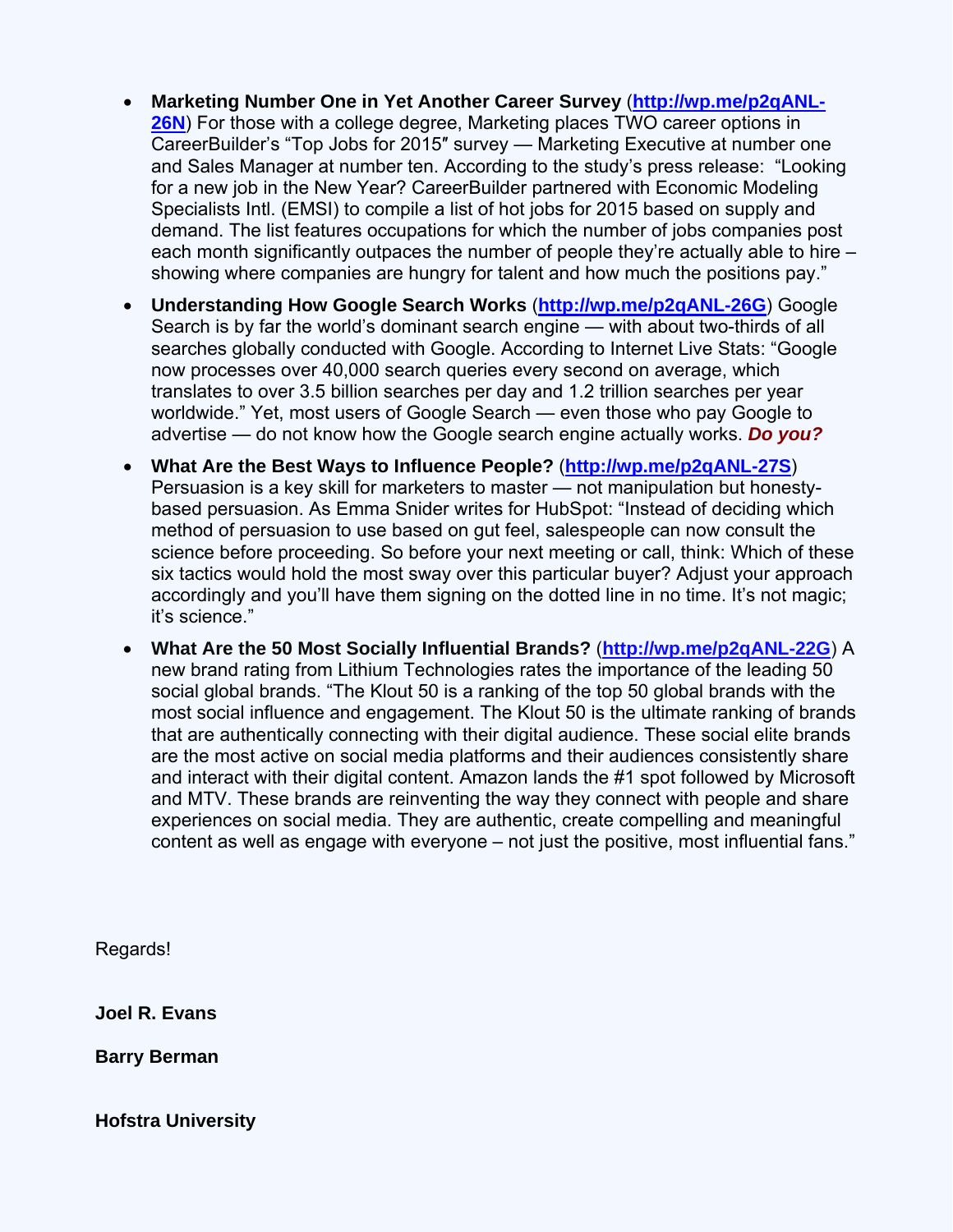- **Marketing Number One in Yet Another Career Survey** ([http://wp.me/p2qANL-26N](http://wp.me/p2qANL-26N)) For those with a college degree, Marketing places TWO career options in CareerBuilder's "Top Jobs for 2015″ survey — Marketing Executive at number one and Sales Manager at number ten. According to the study's press release: "Looking for a new job in the New Year? CareerBuilder partnered with Economic Modeling Specialists Intl. (EMSI) to compile a list of hot jobs for 2015 based on supply and demand. The list features occupations for which the number of jobs companies post each month significantly outpaces the number of people they're actually able to hire – showing where companies are hungry for talent and how much the positions pay."
- **Understanding How Google Search Works** ([http://wp.me/p2qANL-26G](http://wp.me/p2qANL-26G)) Google Search is by far the world's dominant search engine — with about two-thirds of all searches globally conducted with Google. According to Internet Live Stats: "Google now processes over 40,000 search queries every second on average, which translates to over 3.5 billion searches per day and 1.2 trillion searches per year worldwide." Yet, most users of Google Search — even those who pay Google to advertise — do not know how the Google search engine actually works. ***Do you?***
- **What Are the Best Ways to Influence People?** ([http://wp.me/p2qANL-27S](http://wp.me/p2qANL-27S)) Persuasion is a key skill for marketers to master — not manipulation but honesty-based persuasion. As Emma Snider writes for HubSpot: "Instead of deciding which method of persuasion to use based on gut feel, salespeople can now consult the science before proceeding. So before your next meeting or call, think: Which of these six tactics would hold the most sway over this particular buyer? Adjust your approach accordingly and you'll have them signing on the dotted line in no time. It's not magic; it's science."
- **What Are the 50 Most Socially Influential Brands?** ([http://wp.me/p2qANL-22G](http://wp.me/p2qANL-22G)) A new brand rating from Lithium Technologies rates the importance of the leading 50 social global brands. "The Klout 50 is a ranking of the top 50 global brands with the most social influence and engagement. The Klout 50 is the ultimate ranking of brands that are authentically connecting with their digital audience. These social elite brands are the most active on social media platforms and their audiences consistently share and interact with their digital content. Amazon lands the #1 spot followed by Microsoft and MTV. These brands are reinventing the way they connect with people and share experiences on social media. They are authentic, create compelling and meaningful content as well as engage with everyone – not just the positive, most influential fans."

Regards!

**Joel R. Evans**

**Barry Berman**

**Hofstra University**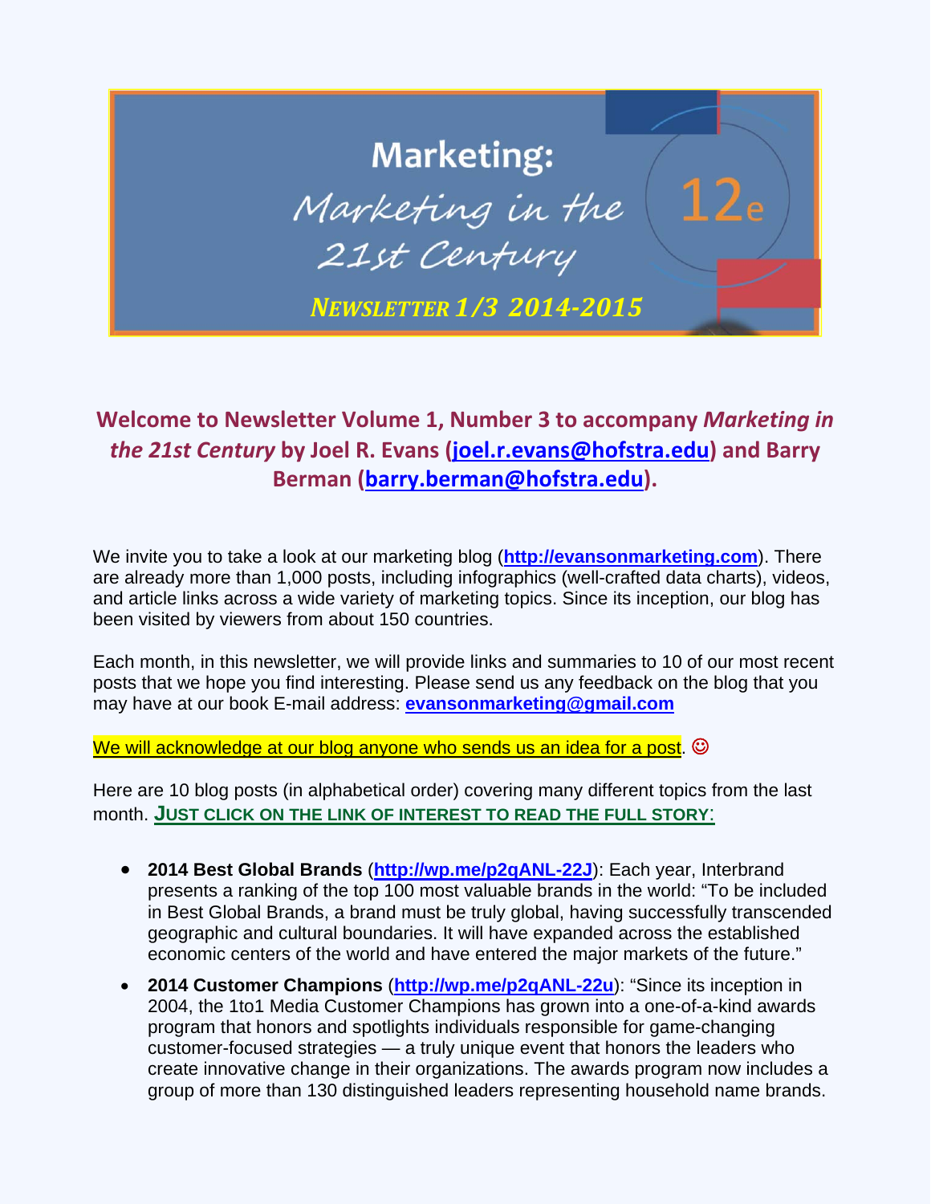# Marketing:

*Marketing in the 21st Century*

12e

***Newsletter 1/3 2014-2015***

## Welcome to Newsletter Volume 1, Number 3 to accompany *Marketing in the 21st Century* by Joel R. Evans (joel.r.evans@hofstra.edu) and Barry Berman (barry.berman@hofstra.edu).

We invite you to take a look at our marketing blog (**http://evansonmarketing.com**). There are already more than 1,000 posts, including infographics (well-crafted data charts), videos, and article links across a wide variety of marketing topics. Since its inception, our blog has been visited by viewers from about 150 countries.

Each month, in this newsletter, we will provide links and summaries to 10 of our most recent posts that we hope you find interesting. Please send us any feedback on the blog that you may have at our book E-mail address: **evansonmarketing@gmail.com**

We will acknowledge at our blog anyone who sends us an idea for a post. ☺

Here are 10 blog posts (in alphabetical order) covering many different topics from the last month. **JUST CLICK ON THE LINK OF INTEREST TO READ THE FULL STORY**:

- **2014 Best Global Brands** (**http://wp.me/p2qANL-22J**): Each year, Interbrand presents a ranking of the top 100 most valuable brands in the world: "To be included in Best Global Brands, a brand must be truly global, having successfully transcended geographic and cultural boundaries. It will have expanded across the established economic centers of the world and have entered the major markets of the future."
- **2014 Customer Champions** (**http://wp.me/p2qANL-22u**): "Since its inception in 2004, the 1to1 Media Customer Champions has grown into a one-of-a-kind awards program that honors and spotlights individuals responsible for game-changing customer-focused strategies — a truly unique event that honors the leaders who create innovative change in their organizations. The awards program now includes a group of more than 130 distinguished leaders representing household name brands.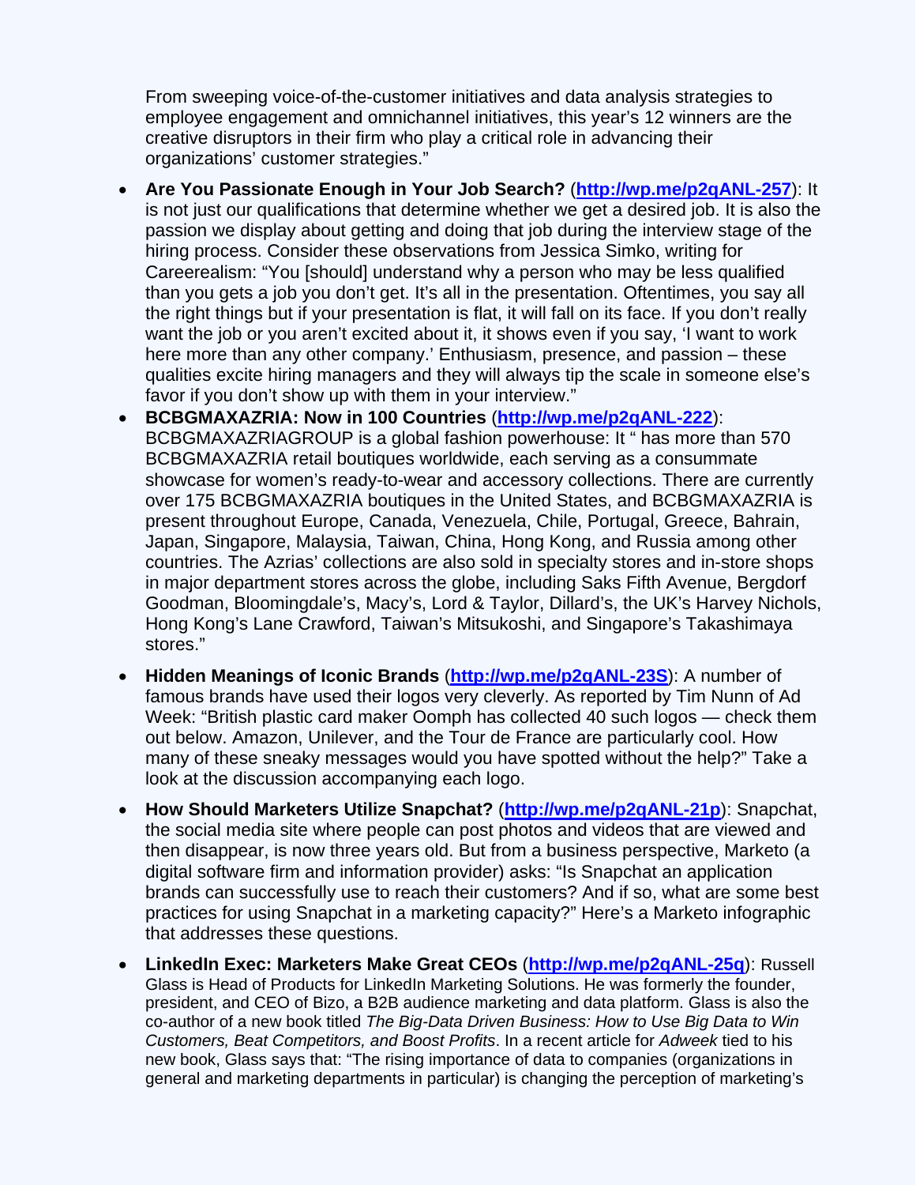From sweeping voice-of-the-customer initiatives and data analysis strategies to employee engagement and omnichannel initiatives, this year's 12 winners are the creative disruptors in their firm who play a critical role in advancing their organizations' customer strategies."

- **Are You Passionate Enough in Your Job Search?** (**http://wp.me/p2qANL-257**): It is not just our qualifications that determine whether we get a desired job. It is also the passion we display about getting and doing that job during the interview stage of the hiring process. Consider these observations from Jessica Simko, writing for Careerealism: "You [should] understand why a person who may be less qualified than you gets a job you don't get. It's all in the presentation. Oftentimes, you say all the right things but if your presentation is flat, it will fall on its face. If you don't really want the job or you aren't excited about it, it shows even if you say, 'I want to work here more than any other company.' Enthusiasm, presence, and passion – these qualities excite hiring managers and they will always tip the scale in someone else's favor if you don't show up with them in your interview."
- **BCBGMAXAZRIA: Now in 100 Countries** (**http://wp.me/p2qANL-222**): BCBGMAXAZRIAGROUP is a global fashion powerhouse: It " has more than 570 BCBGMAXAZRIA retail boutiques worldwide, each serving as a consummate showcase for women's ready-to-wear and accessory collections. There are currently over 175 BCBGMAXAZRIA boutiques in the United States, and BCBGMAXAZRIA is present throughout Europe, Canada, Venezuela, Chile, Portugal, Greece, Bahrain, Japan, Singapore, Malaysia, Taiwan, China, Hong Kong, and Russia among other countries. The Azrias' collections are also sold in specialty stores and in-store shops in major department stores across the globe, including Saks Fifth Avenue, Bergdorf Goodman, Bloomingdale's, Macy's, Lord & Taylor, Dillard's, the UK's Harvey Nichols, Hong Kong's Lane Crawford, Taiwan's Mitsukoshi, and Singapore's Takashimaya stores."
- **Hidden Meanings of Iconic Brands** (**http://wp.me/p2qANL-23S**): A number of famous brands have used their logos very cleverly. As reported by Tim Nunn of Ad Week: "British plastic card maker Oomph has collected 40 such logos — check them out below. Amazon, Unilever, and the Tour de France are particularly cool. How many of these sneaky messages would you have spotted without the help?" Take a look at the discussion accompanying each logo.
- **How Should Marketers Utilize Snapchat?** (**http://wp.me/p2qANL-21p**): Snapchat, the social media site where people can post photos and videos that are viewed and then disappear, is now three years old. But from a business perspective, Marketo (a digital software firm and information provider) asks: "Is Snapchat an application brands can successfully use to reach their customers? And if so, what are some best practices for using Snapchat in a marketing capacity?" Here's a Marketo infographic that addresses these questions.
- **LinkedIn Exec: Marketers Make Great CEOs** (**http://wp.me/p2qANL-25q**): Russell Glass is Head of Products for LinkedIn Marketing Solutions. He was formerly the founder, president, and CEO of Bizo, a B2B audience marketing and data platform. Glass is also the co-author of a new book titled *The Big-Data Driven Business: How to Use Big Data to Win Customers, Beat Competitors, and Boost Profits*. In a recent article for *Adweek* tied to his new book, Glass says that: "The rising importance of data to companies (organizations in general and marketing departments in particular) is changing the perception of marketing's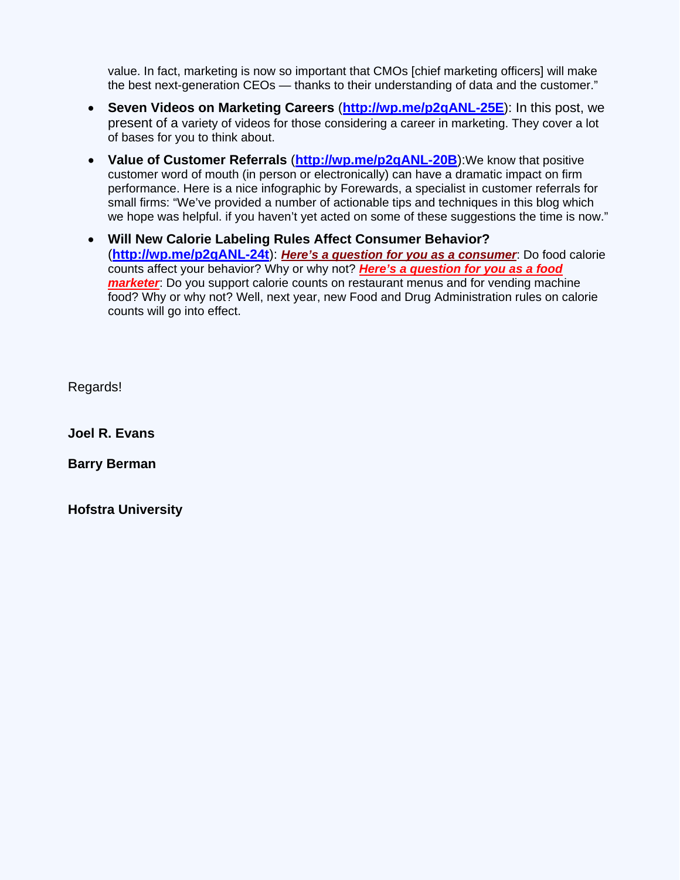value. In fact, marketing is now so important that CMOs [chief marketing officers] will make the best next-generation CEOs — thanks to their understanding of data and the customer."

- **Seven Videos on Marketing Careers** (**http://wp.me/p2qANL-25E**): In this post, we present of a variety of videos for those considering a career in marketing. They cover a lot of bases for you to think about.
- **Value of Customer Referrals** (**http://wp.me/p2qANL-20B**):We know that positive customer word of mouth (in person or electronically) can have a dramatic impact on firm performance. Here is a nice infographic by Forewards, a specialist in customer referrals for small firms: "We've provided a number of actionable tips and techniques in this blog which we hope was helpful. if you haven't yet acted on some of these suggestions the time is now."
- **Will New Calorie Labeling Rules Affect Consumer Behavior?** (**http://wp.me/p2qANL-24t**): ***Here's a question for you as a consumer***: Do food calorie counts affect your behavior? Why or why not? ***Here's a question for you as a food marketer***: Do you support calorie counts on restaurant menus and for vending machine food? Why or why not? Well, next year, new Food and Drug Administration rules on calorie counts will go into effect.

Regards!

**Joel R. Evans**

**Barry Berman**

**Hofstra University**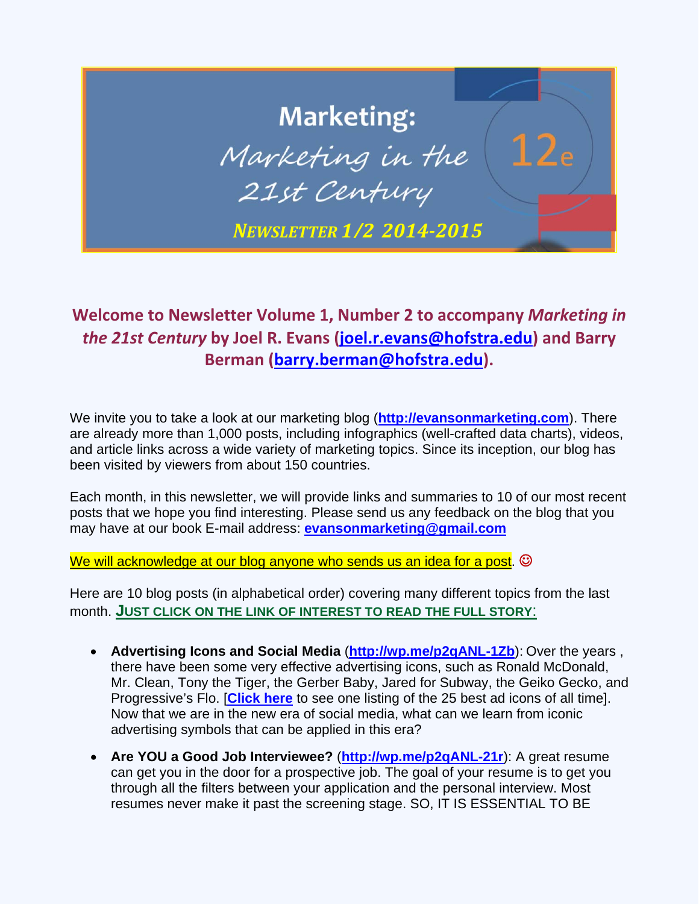# Marketing: Marketing in the 21st Century 12e

**NEWSLETTER 1/2 2014-2015**

## Welcome to Newsletter Volume 1, Number 2 to accompany *Marketing in the 21st Century* by Joel R. Evans (joel.r.evans@hofstra.edu) and Barry Berman (barry.berman@hofstra.edu).

We invite you to take a look at our marketing blog (**http://evansonmarketing.com**). There are already more than 1,000 posts, including infographics (well-crafted data charts), videos, and article links across a wide variety of marketing topics. Since its inception, our blog has been visited by viewers from about 150 countries.

Each month, in this newsletter, we will provide links and summaries to 10 of our most recent posts that we hope you find interesting. Please send us any feedback on the blog that you may have at our book E-mail address: **evansonmarketing@gmail.com**

We will acknowledge at our blog anyone who sends us an idea for a post. ☺

Here are 10 blog posts (in alphabetical order) covering many different topics from the last month. **JUST CLICK ON THE LINK OF INTEREST TO READ THE FULL STORY:**

- **Advertising Icons and Social Media** (**http://wp.me/p2qANL-1Zb**): Over the years , there have been some very effective advertising icons, such as Ronald McDonald, Mr. Clean, Tony the Tiger, the Gerber Baby, Jared for Subway, the Geiko Gecko, and Progressive's Flo. [**Click here** to see one listing of the 25 best ad icons of all time]. Now that we are in the new era of social media, what can we learn from iconic advertising symbols that can be applied in this era?
- **Are YOU a Good Job Interviewee?** (**http://wp.me/p2qANL-21r**): A great resume can get you in the door for a prospective job. The goal of your resume is to get you through all the filters between your application and the personal interview. Most resumes never make it past the screening stage. SO, IT IS ESSENTIAL TO BE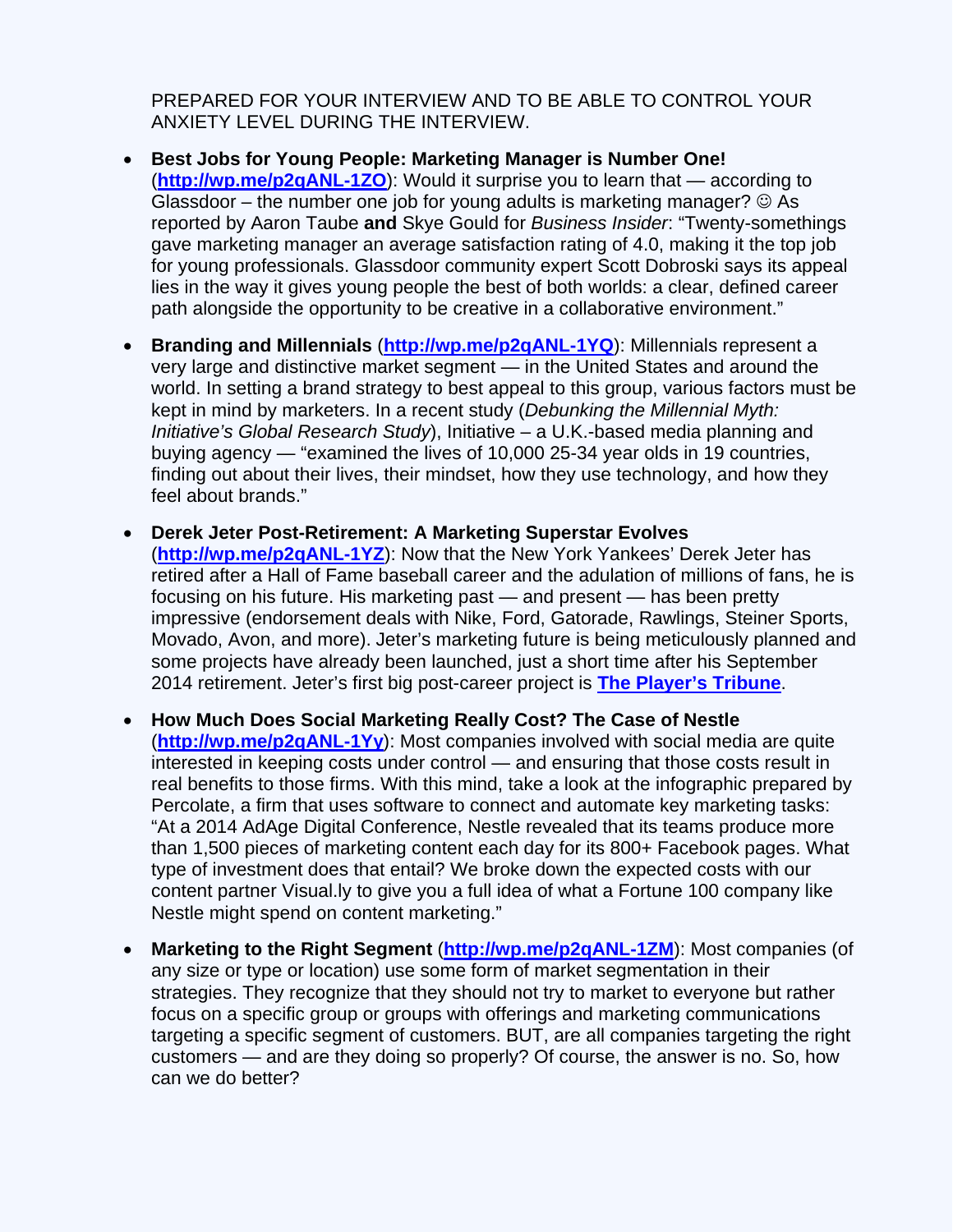PREPARED FOR YOUR INTERVIEW AND TO BE ABLE TO CONTROL YOUR ANXIETY LEVEL DURING THE INTERVIEW.

- **Best Jobs for Young People: Marketing Manager is Number One!** (**http://wp.me/p2qANL-1ZO**): Would it surprise you to learn that — according to Glassdoor – the number one job for young adults is marketing manager? ☺ As reported by Aaron Taube **and** Skye Gould for *Business Insider*: "Twenty-somethings gave marketing manager an average satisfaction rating of 4.0, making it the top job for young professionals. Glassdoor community expert Scott Dobroski says its appeal lies in the way it gives young people the best of both worlds: a clear, defined career path alongside the opportunity to be creative in a collaborative environment."

- **Branding and Millennials** (**http://wp.me/p2qANL-1YQ**): Millennials represent a very large and distinctive market segment — in the United States and around the world. In setting a brand strategy to best appeal to this group, various factors must be kept in mind by marketers. In a recent study (*Debunking the Millennial Myth: Initiative's Global Research Study*), Initiative – a U.K.-based media planning and buying agency — "examined the lives of 10,000 25-34 year olds in 19 countries, finding out about their lives, their mindset, how they use technology, and how they feel about brands."

- **Derek Jeter Post-Retirement: A Marketing Superstar Evolves** (**http://wp.me/p2qANL-1YZ**): Now that the New York Yankees' Derek Jeter has retired after a Hall of Fame baseball career and the adulation of millions of fans, he is focusing on his future. His marketing past — and present — has been pretty impressive (endorsement deals with Nike, Ford, Gatorade, Rawlings, Steiner Sports, Movado, Avon, and more). Jeter's marketing future is being meticulously planned and some projects have already been launched, just a short time after his September 2014 retirement. Jeter's first big post-career project is **The Player's Tribune**.

- **How Much Does Social Marketing Really Cost? The Case of Nestle** (**http://wp.me/p2qANL-1Yy**): Most companies involved with social media are quite interested in keeping costs under control — and ensuring that those costs result in real benefits to those firms. With this mind, take a look at the infographic prepared by Percolate, a firm that uses software to connect and automate key marketing tasks: "At a 2014 AdAge Digital Conference, Nestle revealed that its teams produce more than 1,500 pieces of marketing content each day for its 800+ Facebook pages. What type of investment does that entail? We broke down the expected costs with our content partner Visual.ly to give you a full idea of what a Fortune 100 company like Nestle might spend on content marketing."

- **Marketing to the Right Segment** (**http://wp.me/p2qANL-1ZM**): Most companies (of any size or type or location) use some form of market segmentation in their strategies. They recognize that they should not try to market to everyone but rather focus on a specific group or groups with offerings and marketing communications targeting a specific segment of customers. BUT, are all companies targeting the right customers — and are they doing so properly? Of course, the answer is no. So, how can we do better?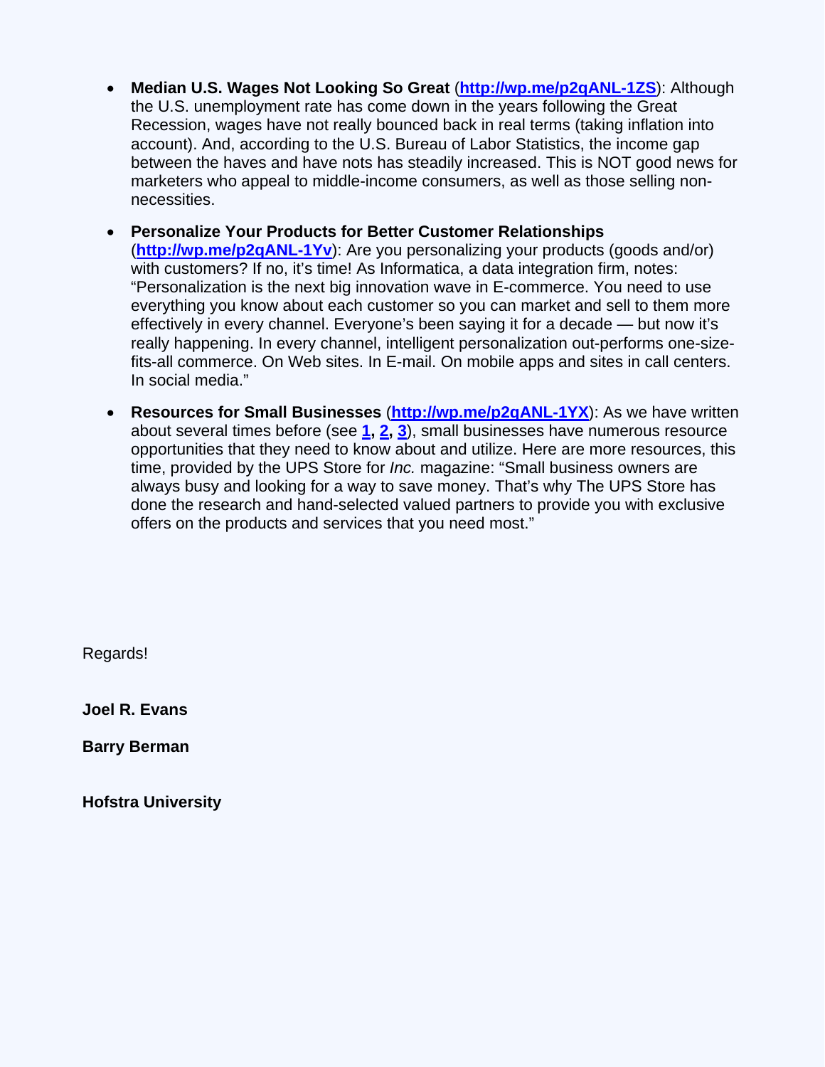- **Median U.S. Wages Not Looking So Great** (**http://wp.me/p2qANL-1ZS**): Although the U.S. unemployment rate has come down in the years following the Great Recession, wages have not really bounced back in real terms (taking inflation into account). And, according to the U.S. Bureau of Labor Statistics, the income gap between the haves and have nots has steadily increased. This is NOT good news for marketers who appeal to middle-income consumers, as well as those selling non-necessities.

- **Personalize Your Products for Better Customer Relationships** (**http://wp.me/p2qANL-1Yv**): Are you personalizing your products (goods and/or) with customers? If no, it's time! As Informatica, a data integration firm, notes: "Personalization is the next big innovation wave in E-commerce. You need to use everything you know about each customer so you can market and sell to them more effectively in every channel. Everyone's been saying it for a decade — but now it's really happening. In every channel, intelligent personalization out-performs one-size-fits-all commerce. On Web sites. In E-mail. On mobile apps and sites in call centers. In social media."

- **Resources for Small Businesses** (**http://wp.me/p2qANL-1YX**): As we have written about several times before (see **1**, **2**, **3**), small businesses have numerous resource opportunities that they need to know about and utilize. Here are more resources, this time, provided by the UPS Store for *Inc.* magazine: "Small business owners are always busy and looking for a way to save money. That's why The UPS Store has done the research and hand-selected valued partners to provide you with exclusive offers on the products and services that you need most."

Regards!

**Joel R. Evans**

**Barry Berman**

**Hofstra University**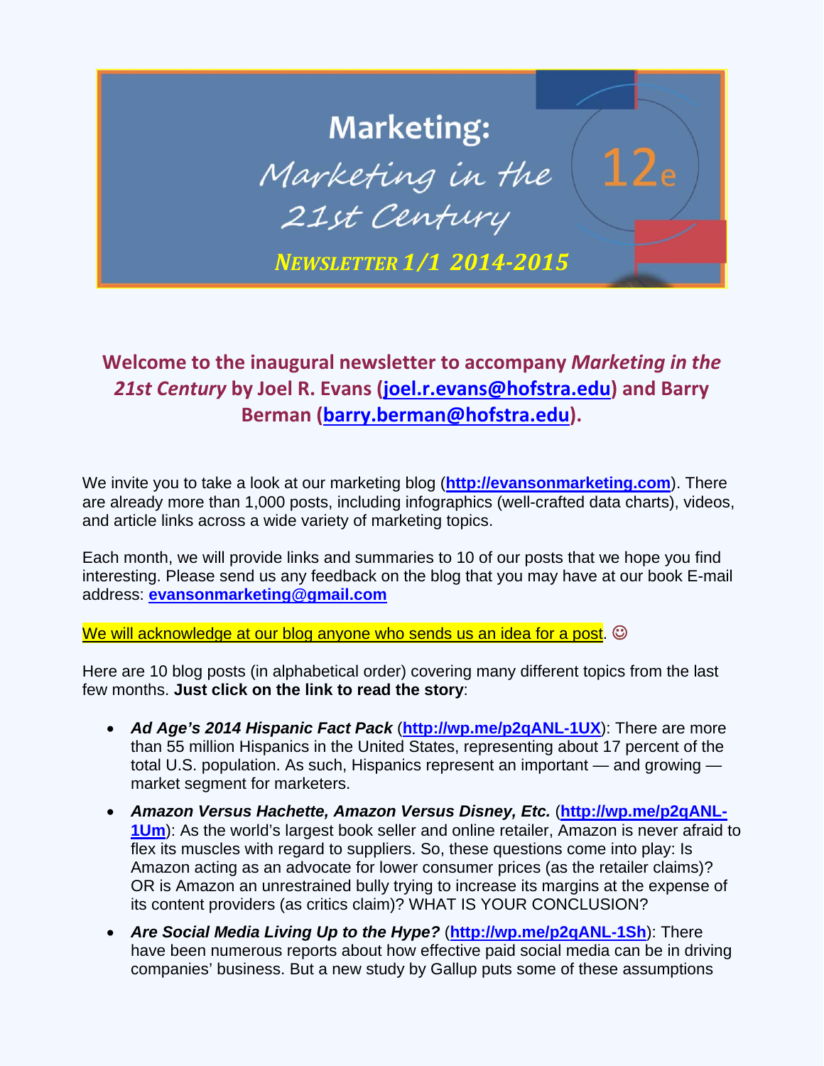# Marketing: *Marketing in the 21st Century* 12e

***Newsletter 1/1 2014-2015***

## Welcome to the inaugural newsletter to accompany *Marketing in the 21st Century* by Joel R. Evans (joel.r.evans@hofstra.edu) and Barry Berman (barry.berman@hofstra.edu).

We invite you to take a look at our marketing blog (**http://evansonmarketing.com**). There are already more than 1,000 posts, including infographics (well-crafted data charts), videos, and article links across a wide variety of marketing topics.

Each month, we will provide links and summaries to 10 of our posts that we hope you find interesting. Please send us any feedback on the blog that you may have at our book E-mail address: **evansonmarketing@gmail.com**

We will acknowledge at our blog anyone who sends us an idea for a post. ☺

Here are 10 blog posts (in alphabetical order) covering many different topics from the last few months. **Just click on the link to read the story**:

- ***Ad Age's 2014 Hispanic Fact Pack*** (**http://wp.me/p2qANL-1UX**): There are more than 55 million Hispanics in the United States, representing about 17 percent of the total U.S. population. As such, Hispanics represent an important — and growing — market segment for marketers.
- ***Amazon Versus Hachette, Amazon Versus Disney, Etc.*** (**http://wp.me/p2qANL-1Um**): As the world's largest book seller and online retailer, Amazon is never afraid to flex its muscles with regard to suppliers. So, these questions come into play: Is Amazon acting as an advocate for lower consumer prices (as the retailer claims)? OR is Amazon an unrestrained bully trying to increase its margins at the expense of its content providers (as critics claim)? WHAT IS YOUR CONCLUSION?
- ***Are Social Media Living Up to the Hype?*** (**http://wp.me/p2qANL-1Sh**): There have been numerous reports about how effective paid social media can be in driving companies' business. But a new study by Gallup puts some of these assumptions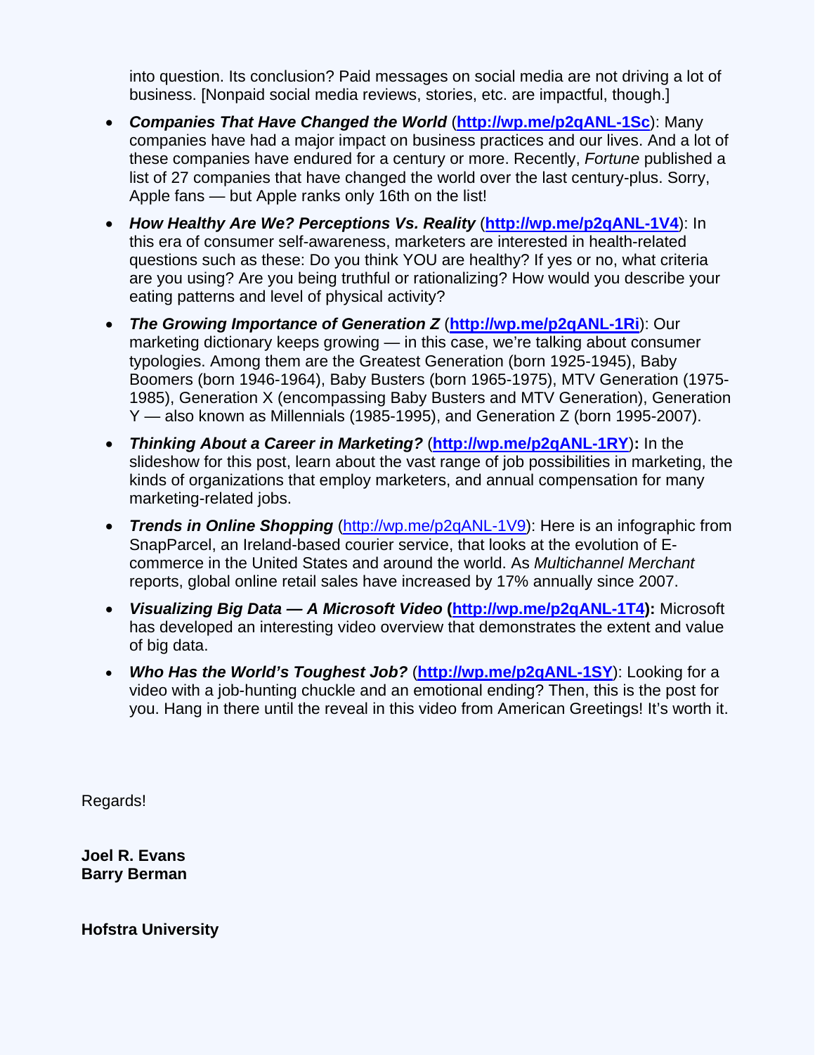into question. Its conclusion? Paid messages on social media are not driving a lot of business. [Nonpaid social media reviews, stories, etc. are impactful, though.]

- ***Companies That Have Changed the World*** (**http://wp.me/p2qANL-1Sc**): Many companies have had a major impact on business practices and our lives. And a lot of these companies have endured for a century or more. Recently, *Fortune* published a list of 27 companies that have changed the world over the last century-plus. Sorry, Apple fans — but Apple ranks only 16th on the list!
- ***How Healthy Are We? Perceptions Vs. Reality*** (**http://wp.me/p2qANL-1V4**): In this era of consumer self-awareness, marketers are interested in health-related questions such as these: Do you think YOU are healthy? If yes or no, what criteria are you using? Are you being truthful or rationalizing? How would you describe your eating patterns and level of physical activity?
- ***The Growing Importance of Generation Z*** (**http://wp.me/p2qANL-1Ri**): Our marketing dictionary keeps growing — in this case, we're talking about consumer typologies. Among them are the Greatest Generation (born 1925-1945), Baby Boomers (born 1946-1964), Baby Busters (born 1965-1975), MTV Generation (1975-1985), Generation X (encompassing Baby Busters and MTV Generation), Generation Y — also known as Millennials (1985-1995), and Generation Z (born 1995-2007).
- ***Thinking About a Career in Marketing?*** (**http://wp.me/p2qANL-1RY**)**:** In the slideshow for this post, learn about the vast range of job possibilities in marketing, the kinds of organizations that employ marketers, and annual compensation for many marketing-related jobs.
- ***Trends in Online Shopping*** (http://wp.me/p2qANL-1V9): Here is an infographic from SnapParcel, an Ireland-based courier service, that looks at the evolution of E-commerce in the United States and around the world. As *Multichannel Merchant* reports, global online retail sales have increased by 17% annually since 2007.
- ***Visualizing Big Data — A Microsoft Video*** **(http://wp.me/p2qANL-1T4):** Microsoft has developed an interesting video overview that demonstrates the extent and value of big data.
- ***Who Has the World's Toughest Job?*** (**http://wp.me/p2qANL-1SY**): Looking for a video with a job-hunting chuckle and an emotional ending? Then, this is the post for you. Hang in there until the reveal in this video from American Greetings! It's worth it.

Regards!

**Joel R. Evans**
**Barry Berman**

**Hofstra University**